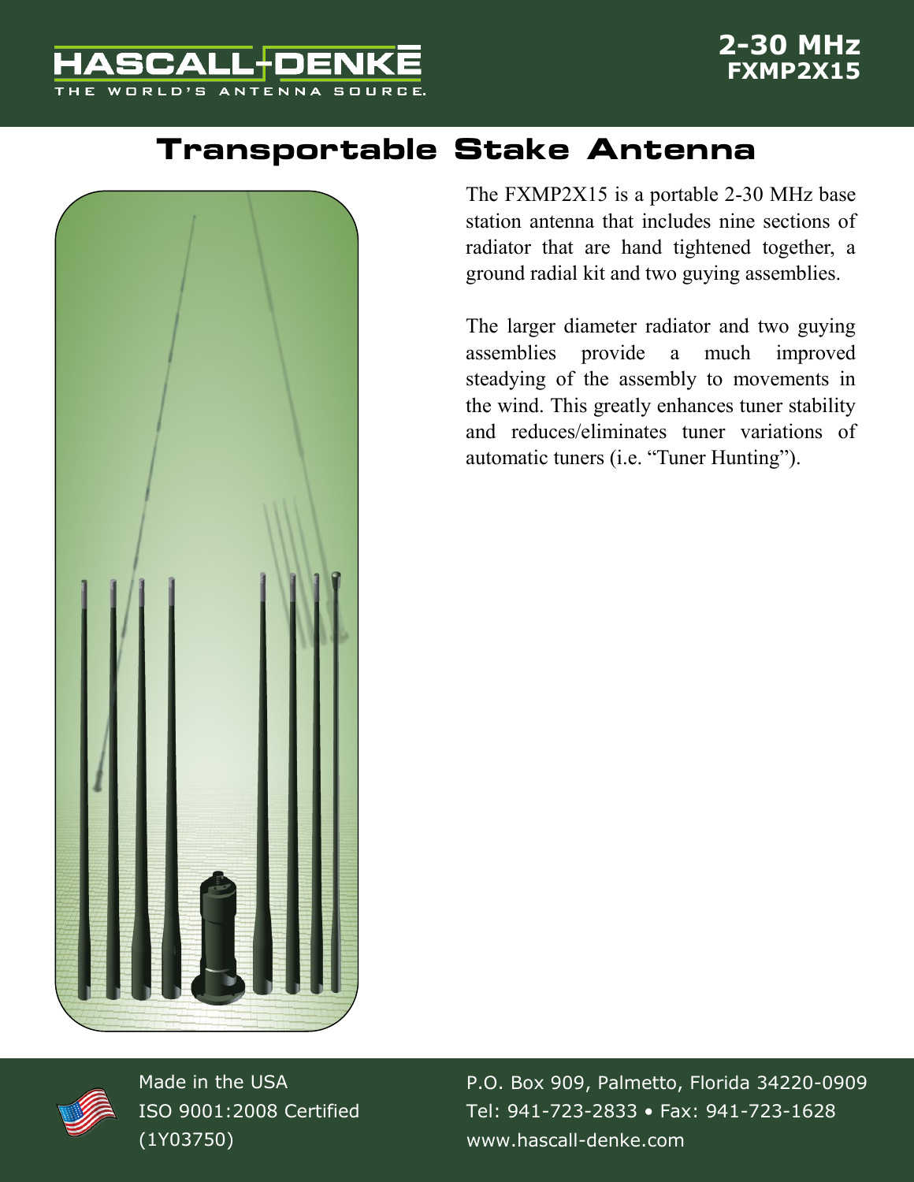HASCALL-DENKE
THE WORLD'S ANTENNA SOURCE.

**2-30 MHz**
**FXMP2X15**

# Transportable Stake Antenna

The FXMP2X15 is a portable 2-30 MHz base station antenna that includes nine sections of radiator that are hand tightened together, a ground radial kit and two guying assemblies.

The larger diameter radiator and two guying assemblies provide a much improved steadying of the assembly to movements in the wind. This greatly enhances tuner stability and reduces/eliminates tuner variations of automatic tuners (i.e. "Tuner Hunting").

Made in the USA
ISO 9001:2008 Certified
(1Y03750)

P.O. Box 909, Palmetto, Florida 34220-0909
Tel: 941-723-2833 • Fax: 941-723-1628
www.hascall-denke.com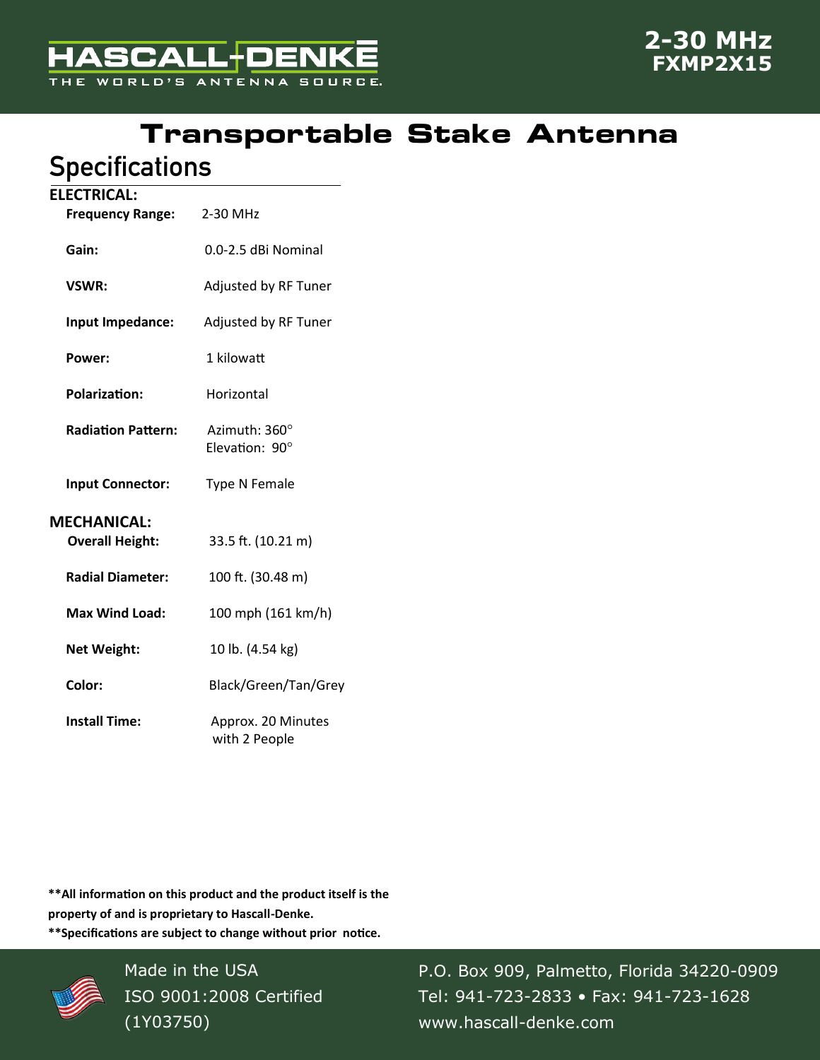HASCALL-DENKE
THE WORLD'S ANTENNA SOURCE.

2-30 MHz
FXMP2X15

# Transportable Stake Antenna

## Specifications

**ELECTRICAL:**

| | |
|---|---|
| **Frequency Range:** | 2-30 MHz |
| **Gain:** | 0.0-2.5 dBi Nominal |
| **VSWR:** | Adjusted by RF Tuner |
| **Input Impedance:** | Adjusted by RF Tuner |
| **Power:** | 1 kilowatt |
| **Polarization:** | Horizontal |
| **Radiation Pattern:** | Azimuth: 360° Elevation: 90° |
| **Input Connector:** | Type N Female |

**MECHANICAL:**

| | |
|---|---|
| **Overall Height:** | 33.5 ft. (10.21 m) |
| **Radial Diameter:** | 100 ft. (30.48 m) |
| **Max Wind Load:** | 100 mph (161 km/h) |
| **Net Weight:** | 10 lb. (4.54 kg) |
| **Color:** | Black/Green/Tan/Grey |
| **Install Time:** | Approx. 20 Minutes with 2 People |

**\*\*All information on this product and the product itself is the property of and is proprietary to Hascall-Denke.**
**\*\*Specifications are subject to change without prior notice.**

Made in the USA
ISO 9001:2008 Certified
(1Y03750)

P.O. Box 909, Palmetto, Florida 34220-0909
Tel: 941-723-2833 • Fax: 941-723-1628
www.hascall-denke.com